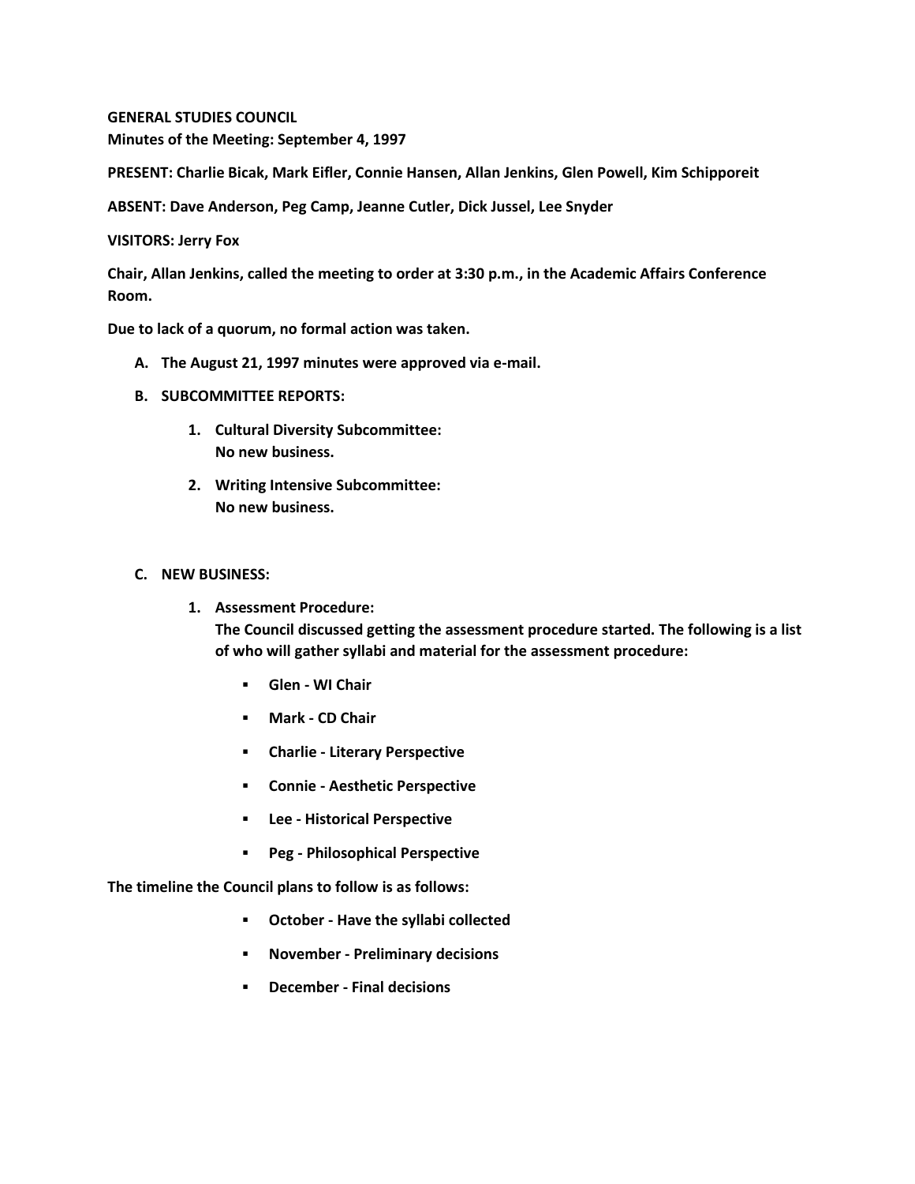**GENERAL STUDIES COUNCIL**
**Minutes of the Meeting: September 4, 1997**

**PRESENT: Charlie Bicak, Mark Eifler, Connie Hansen, Allan Jenkins, Glen Powell, Kim Schipporeit**

**ABSENT: Dave Anderson, Peg Camp, Jeanne Cutler, Dick Jussel, Lee Snyder**

**VISITORS: Jerry Fox**

**Chair, Allan Jenkins, called the meeting to order at 3:30 p.m., in the Academic Affairs Conference Room.**

**Due to lack of a quorum, no formal action was taken.**

**A. The August 21, 1997 minutes were approved via e-mail.**

**B. SUBCOMMITTEE REPORTS:**

1. **Cultural Diversity Subcommittee:**
   **No new business.**

2. **Writing Intensive Subcommittee:**
   **No new business.**

**C. NEW BUSINESS:**

1. **Assessment Procedure:**
   **The Council discussed getting the assessment procedure started. The following is a list of who will gather syllabi and material for the assessment procedure:**

   - **Glen - WI Chair**
   - **Mark - CD Chair**
   - **Charlie - Literary Perspective**
   - **Connie - Aesthetic Perspective**
   - **Lee - Historical Perspective**
   - **Peg - Philosophical Perspective**

**The timeline the Council plans to follow is as follows:**

- **October - Have the syllabi collected**
- **November - Preliminary decisions**
- **December - Final decisions**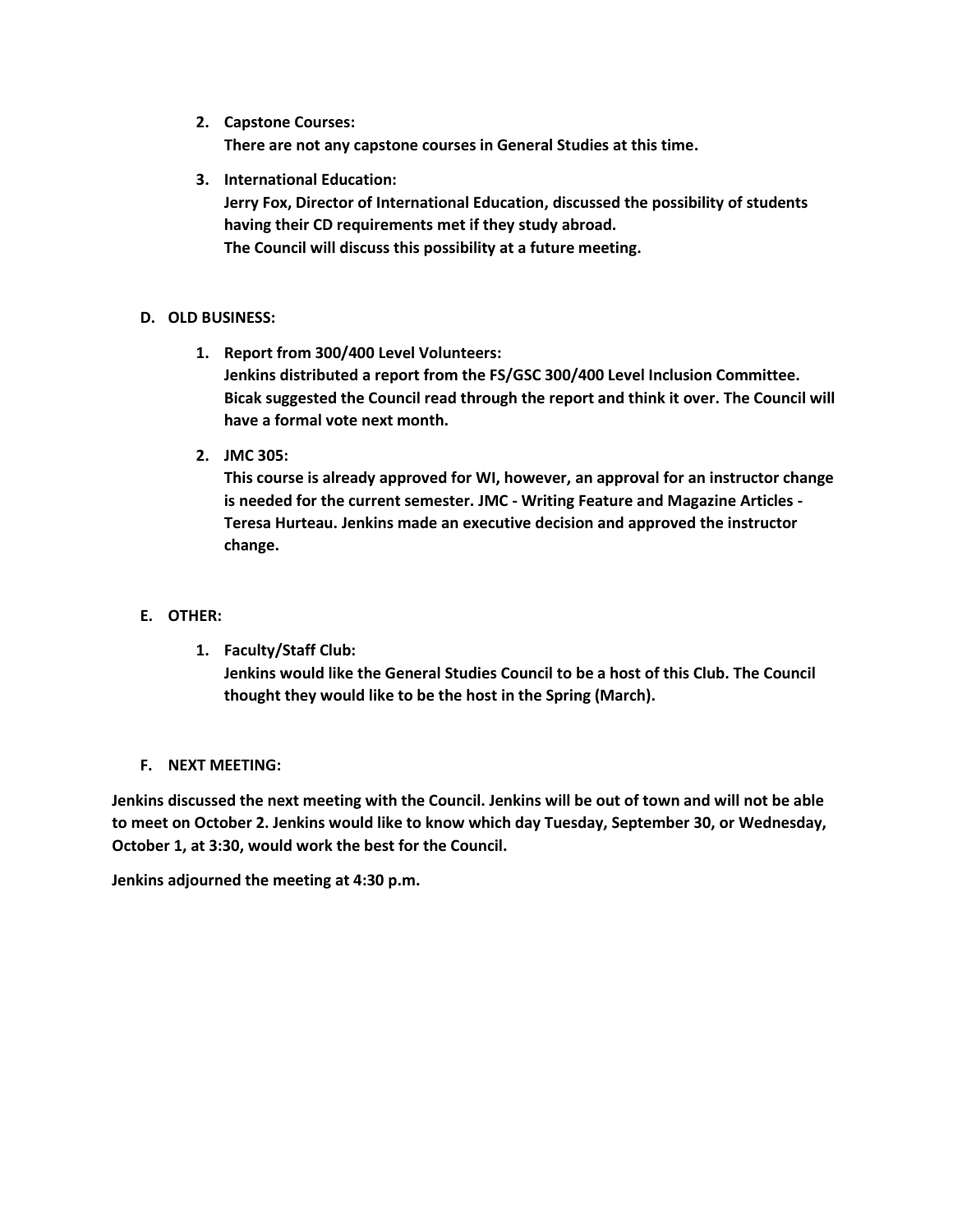2. **Capstone Courses:**
   **There are not any capstone courses in General Studies at this time.**

3. **International Education:**
   **Jerry Fox, Director of International Education, discussed the possibility of students having their CD requirements met if they study abroad.**
   **The Council will discuss this possibility at a future meeting.**

**D. OLD BUSINESS:**

1. **Report from 300/400 Level Volunteers:**
   **Jenkins distributed a report from the FS/GSC 300/400 Level Inclusion Committee. Bicak suggested the Council read through the report and think it over. The Council will have a formal vote next month.**

2. **JMC 305:**
   **This course is already approved for WI, however, an approval for an instructor change is needed for the current semester. JMC - Writing Feature and Magazine Articles - Teresa Hurteau. Jenkins made an executive decision and approved the instructor change.**

**E. OTHER:**

1. **Faculty/Staff Club:**
   **Jenkins would like the General Studies Council to be a host of this Club. The Council thought they would like to be the host in the Spring (March).**

**F. NEXT MEETING:**

**Jenkins discussed the next meeting with the Council. Jenkins will be out of town and will not be able to meet on October 2. Jenkins would like to know which day Tuesday, September 30, or Wednesday, October 1, at 3:30, would work the best for the Council.**

**Jenkins adjourned the meeting at 4:30 p.m.**